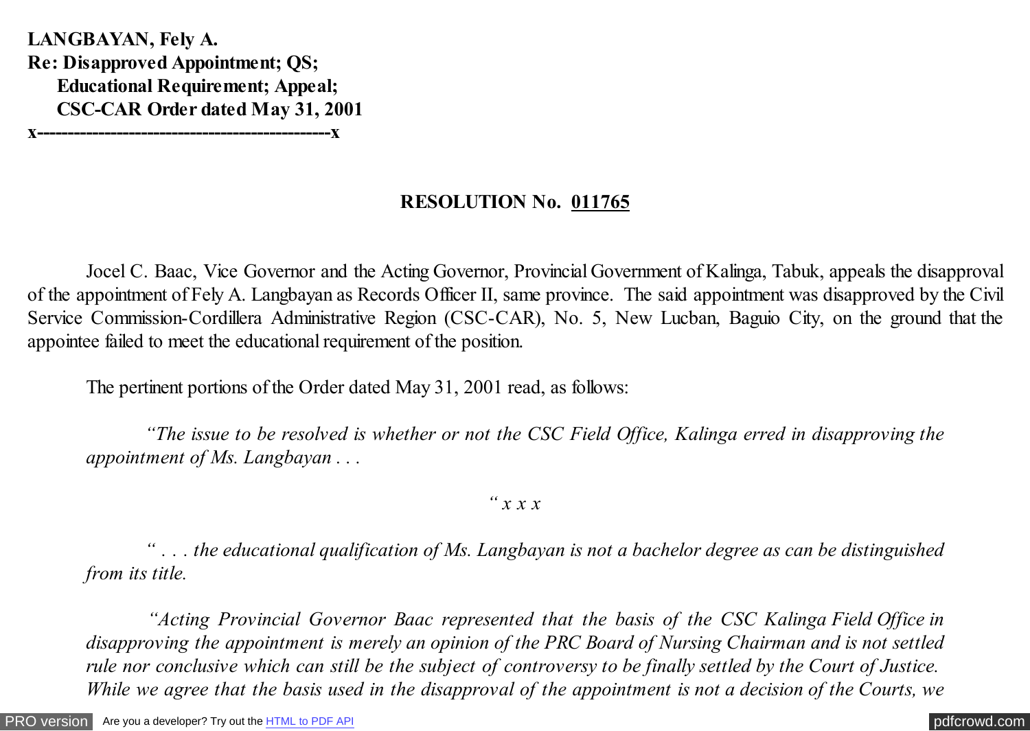**LANGBAYAN, Fely A.**
**Re: Disapproved Appointment; QS;**
**Educational Requirement; Appeal;**
**CSC-CAR Order dated May 31, 2001**
**x----------------------------------------------x**

## RESOLUTION No. 011765

Jocel C. Baac, Vice Governor and the Acting Governor, Provincial Government of Kalinga, Tabuk, appeals the disapproval of the appointment of Fely A. Langbayan as Records Officer II, same province. The said appointment was disapproved by the Civil Service Commission-Cordillera Administrative Region (CSC-CAR), No. 5, New Lucban, Baguio City, on the ground that the appointee failed to meet the educational requirement of the position.

The pertinent portions of the Order dated May 31, 2001 read, as follows:

> *"The issue to be resolved is whether or not the CSC Field Office, Kalinga erred in disapproving the appointment of Ms. Langbayan . . .*
>
> *" x x x*
>
> *" . . . the educational qualification of Ms. Langbayan is not a bachelor degree as can be distinguished from its title.*
>
> *"Acting Provincial Governor Baac represented that the basis of the CSC Kalinga Field Office in disapproving the appointment is merely an opinion of the PRC Board of Nursing Chairman and is not settled rule nor conclusive which can still be the subject of controversy to be finally settled by the Court of Justice. While we agree that the basis used in the disapproval of the appointment is not a decision of the Courts, we*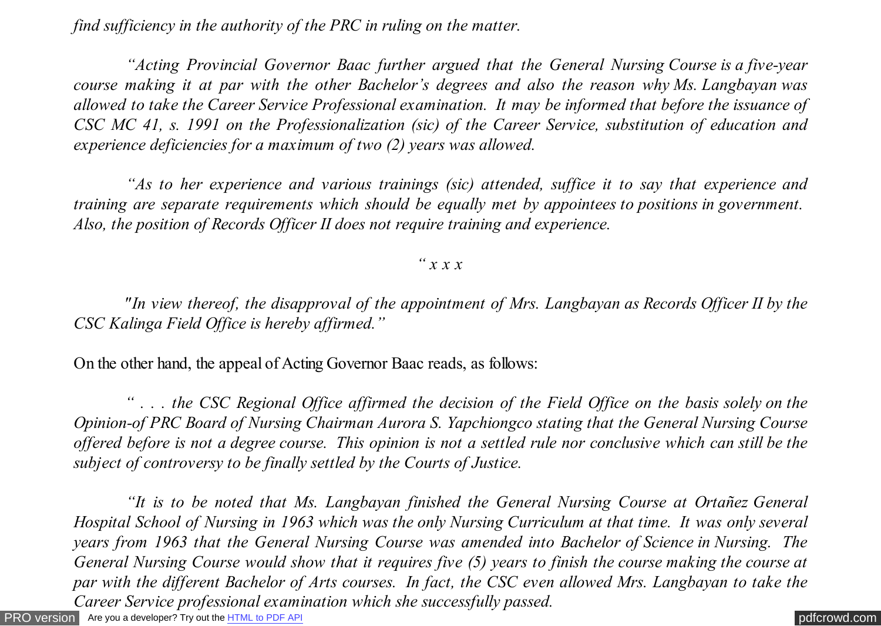*find sufficiency in the authority of the PRC in ruling on the matter.*

*"Acting Provincial Governor Baac further argued that the General Nursing Course is a five-year course making it at par with the other Bachelor's degrees and also the reason why Ms. Langbayan was allowed to take the Career Service Professional examination. It may be informed that before the issuance of CSC MC 41, s. 1991 on the Professionalization (sic) of the Career Service, substitution of education and experience deficiencies for a maximum of two (2) years was allowed.*

*"As to her experience and various trainings (sic) attended, suffice it to say that experience and training are separate requirements which should be equally met by appointees to positions in government. Also, the position of Records Officer II does not require training and experience.*

*" x x x*

*"In view thereof, the disapproval of the appointment of Mrs. Langbayan as Records Officer II by the CSC Kalinga Field Office is hereby affirmed."*

On the other hand, the appeal of Acting Governor Baac reads, as follows:

*" . . . the CSC Regional Office affirmed the decision of the Field Office on the basis solely on the Opinion-of PRC Board of Nursing Chairman Aurora S. Yapchiongco stating that the General Nursing Course offered before is not a degree course. This opinion is not a settled rule nor conclusive which can still be the subject of controversy to be finally settled by the Courts of Justice.*

*"It is to be noted that Ms. Langbayan finished the General Nursing Course at Ortañez General Hospital School of Nursing in 1963 which was the only Nursing Curriculum at that time. It was only several years from 1963 that the General Nursing Course was amended into Bachelor of Science in Nursing. The General Nursing Course would show that it requires five (5) years to finish the course making the course at par with the different Bachelor of Arts courses. In fact, the CSC even allowed Mrs. Langbayan to take the Career Service professional examination which she successfully passed.*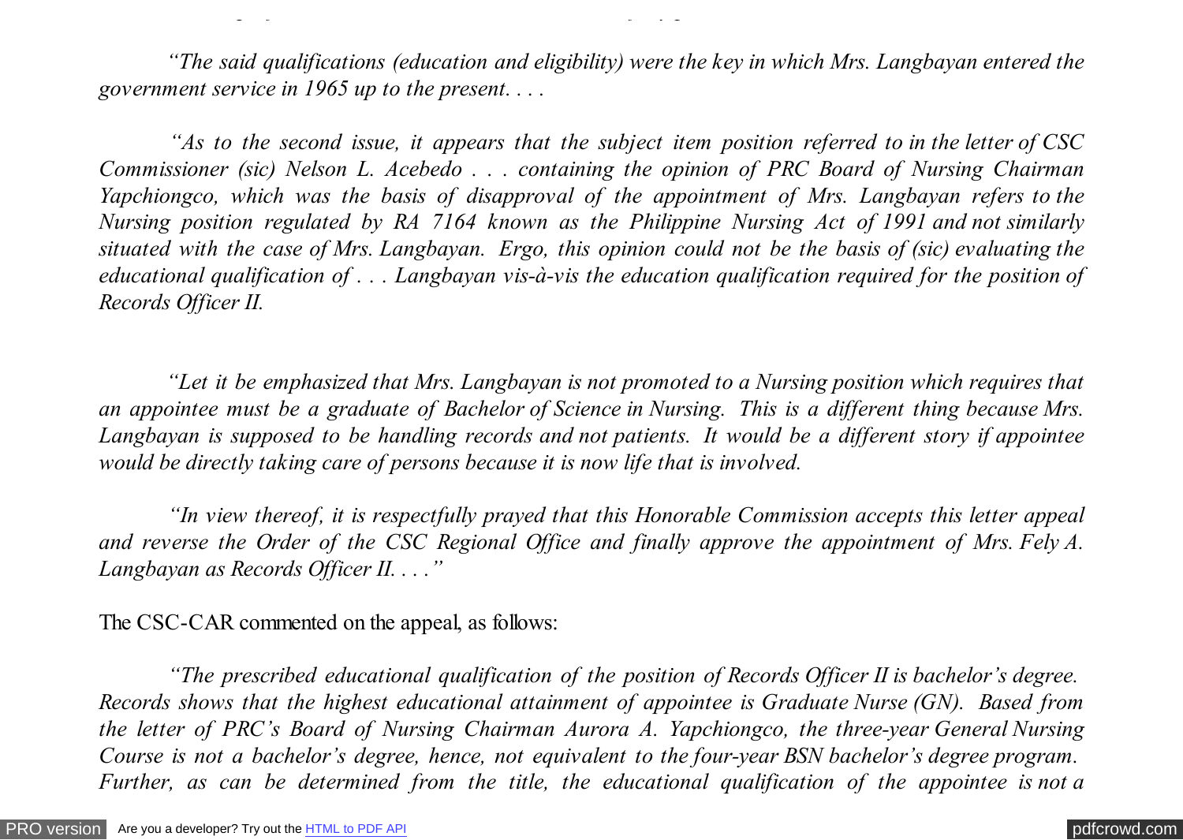*"The said qualifications (education and eligibility) were the key in which Mrs. Langbayan entered the government service in 1965 up to the present. . . .*

*"As to the second issue, it appears that the subject item position referred to in the letter of CSC Commissioner (sic) Nelson L. Acebedo . . . containing the opinion of PRC Board of Nursing Chairman Yapchiongco, which was the basis of disapproval of the appointment of Mrs. Langbayan refers to the Nursing position regulated by RA 7164 known as the Philippine Nursing Act of 1991 and not similarly situated with the case of Mrs. Langbayan. Ergo, this opinion could not be the basis of (sic) evaluating the educational qualification of . . . Langbayan vis-à-vis the education qualification required for the position of Records Officer II.*

*"Let it be emphasized that Mrs. Langbayan is not promoted to a Nursing position which requires that an appointee must be a graduate of Bachelor of Science in Nursing. This is a different thing because Mrs. Langbayan is supposed to be handling records and not patients. It would be a different story if appointee would be directly taking care of persons because it is now life that is involved.*

*"In view thereof, it is respectfully prayed that this Honorable Commission accepts this letter appeal and reverse the Order of the CSC Regional Office and finally approve the appointment of Mrs. Fely A. Langbayan as Records Officer II. . . ."*

The CSC-CAR commented on the appeal, as follows:

*"The prescribed educational qualification of the position of Records Officer II is bachelor's degree. Records shows that the highest educational attainment of appointee is Graduate Nurse (GN). Based from the letter of PRC's Board of Nursing Chairman Aurora A. Yapchiongco, the three-year General Nursing Course is not a bachelor's degree, hence, not equivalent to the four-year BSN bachelor's degree program. Further, as can be determined from the title, the educational qualification of the appointee is not a*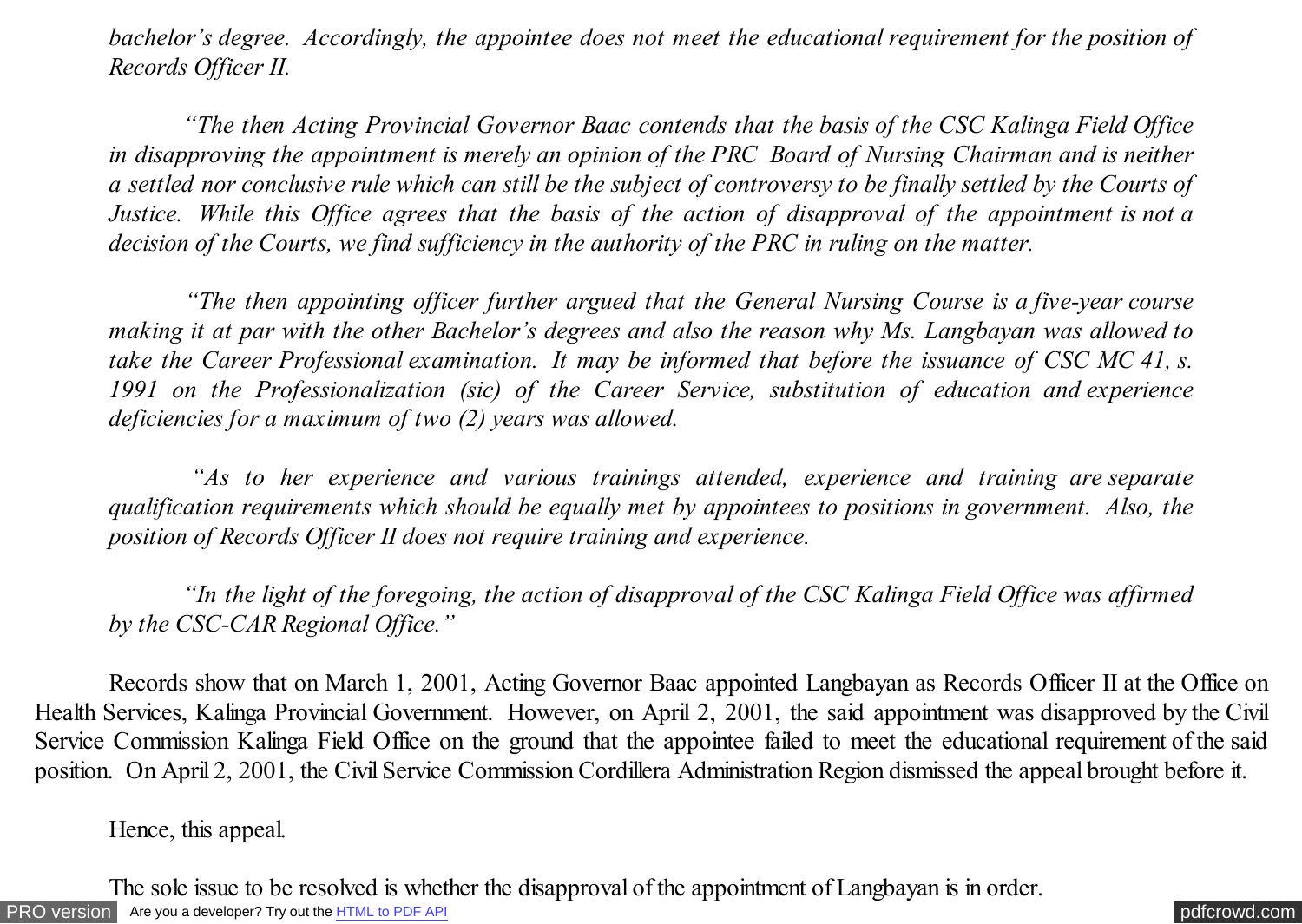*bachelor's degree. Accordingly, the appointee does not meet the educational requirement for the position of Records Officer II.*

*"The then Acting Provincial Governor Baac contends that the basis of the CSC Kalinga Field Office in disapproving the appointment is merely an opinion of the PRC Board of Nursing Chairman and is neither a settled nor conclusive rule which can still be the subject of controversy to be finally settled by the Courts of Justice. While this Office agrees that the basis of the action of disapproval of the appointment is not a decision of the Courts, we find sufficiency in the authority of the PRC in ruling on the matter.*

*"The then appointing officer further argued that the General Nursing Course is a five-year course making it at par with the other Bachelor's degrees and also the reason why Ms. Langbayan was allowed to take the Career Professional examination. It may be informed that before the issuance of CSC MC 41, s. 1991 on the Professionalization (sic) of the Career Service, substitution of education and experience deficiencies for a maximum of two (2) years was allowed.*

*"As to her experience and various trainings attended, experience and training are separate qualification requirements which should be equally met by appointees to positions in government. Also, the position of Records Officer II does not require training and experience.*

*"In the light of the foregoing, the action of disapproval of the CSC Kalinga Field Office was affirmed by the CSC-CAR Regional Office."*

Records show that on March 1, 2001, Acting Governor Baac appointed Langbayan as Records Officer II at the Office on Health Services, Kalinga Provincial Government. However, on April 2, 2001, the said appointment was disapproved by the Civil Service Commission Kalinga Field Office on the ground that the appointee failed to meet the educational requirement of the said position. On April 2, 2001, the Civil Service Commission Cordillera Administration Region dismissed the appeal brought before it.

Hence, this appeal.

The sole issue to be resolved is whether the disapproval of the appointment of Langbayan is in order.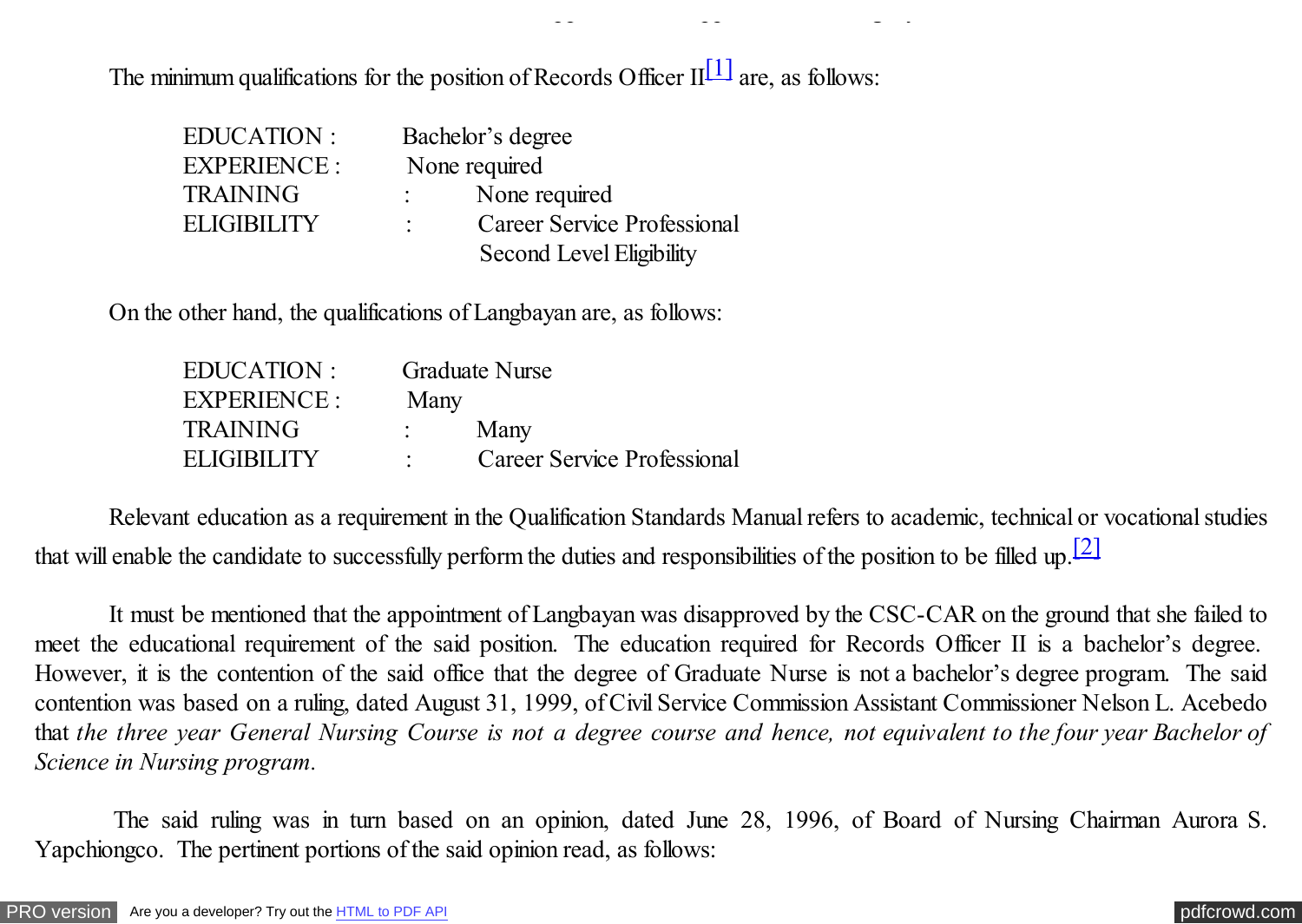The minimum qualifications for the position of Records Officer II[1] are, as follows:

| | |
|---|---|
| EDUCATION : | Bachelor's degree |
| EXPERIENCE : | None required |
| TRAINING : | None required |
| ELIGIBILITY : | Career Service Professional Second Level Eligibility |

On the other hand, the qualifications of Langbayan are, as follows:

| | |
|---|---|
| EDUCATION : | Graduate Nurse |
| EXPERIENCE : | Many |
| TRAINING : | Many |
| ELIGIBILITY : | Career Service Professional |

Relevant education as a requirement in the Qualification Standards Manual refers to academic, technical or vocational studies that will enable the candidate to successfully perform the duties and responsibilities of the position to be filled up.[2]

It must be mentioned that the appointment of Langbayan was disapproved by the CSC-CAR on the ground that she failed to meet the educational requirement of the said position. The education required for Records Officer II is a bachelor's degree. However, it is the contention of the said office that the degree of Graduate Nurse is not a bachelor's degree program. The said contention was based on a ruling, dated August 31, 1999, of Civil Service Commission Assistant Commissioner Nelson L. Acebedo that *the three year General Nursing Course is not a degree course and hence, not equivalent to the four year Bachelor of Science in Nursing program.*

The said ruling was in turn based on an opinion, dated June 28, 1996, of Board of Nursing Chairman Aurora S. Yapchiongco. The pertinent portions of the said opinion read, as follows: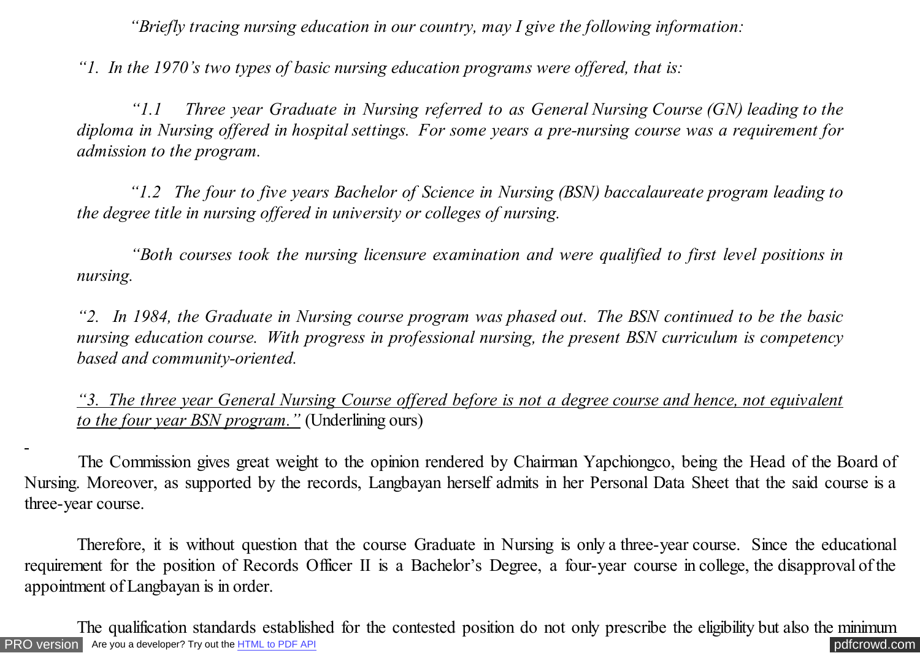*"Briefly tracing nursing education in our country, may I give the following information:*

*"1. In the 1970's two types of basic nursing education programs were offered, that is:*

*"1.1 Three year Graduate in Nursing referred to as General Nursing Course (GN) leading to the diploma in Nursing offered in hospital settings. For some years a pre-nursing course was a requirement for admission to the program.*

*"1.2 The four to five years Bachelor of Science in Nursing (BSN) baccalaureate program leading to the degree title in nursing offered in university or colleges of nursing.*

*"Both courses took the nursing licensure examination and were qualified to first level positions in nursing.*

*"2. In 1984, the Graduate in Nursing course program was phased out. The BSN continued to be the basic nursing education course. With progress in professional nursing, the present BSN curriculum is competency based and community-oriented.*

<u>*"3. The three year General Nursing Course offered before is not a degree course and hence, not equivalent to the four year BSN program."*</u> (Underlining ours)

The Commission gives great weight to the opinion rendered by Chairman Yapchiongco, being the Head of the Board of Nursing. Moreover, as supported by the records, Langbayan herself admits in her Personal Data Sheet that the said course is a three-year course.

Therefore, it is without question that the course Graduate in Nursing is only a three-year course. Since the educational requirement for the position of Records Officer II is a Bachelor's Degree, a four-year course in college, the disapproval of the appointment of Langbayan is in order.

The qualification standards established for the contested position do not only prescribe the eligibility but also the minimum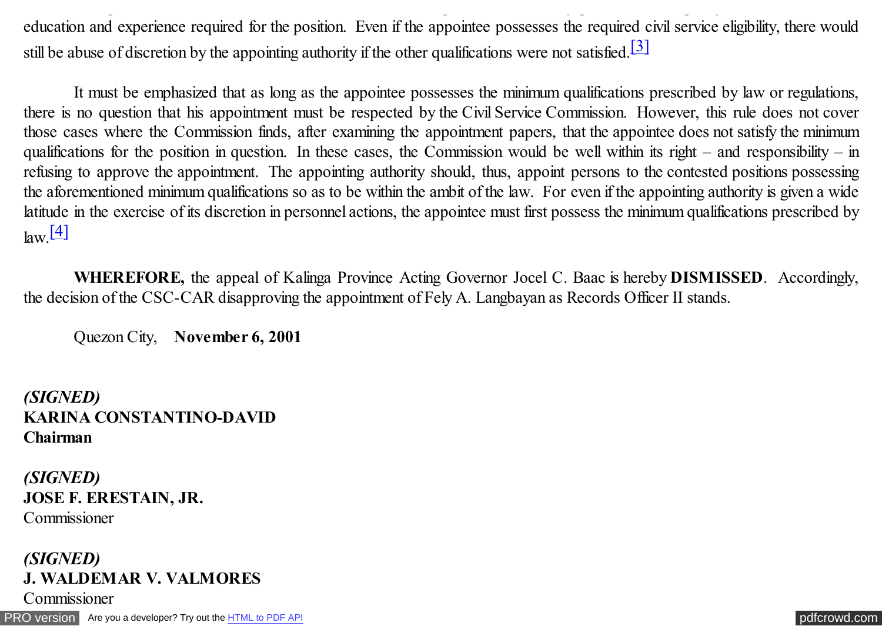education and experience required for the position. Even if the appointee possesses the required civil service eligibility, there would still be abuse of discretion by the appointing authority if the other qualifications were not satisfied.[3]

It must be emphasized that as long as the appointee possesses the minimum qualifications prescribed by law or regulations, there is no question that his appointment must be respected by the Civil Service Commission. However, this rule does not cover those cases where the Commission finds, after examining the appointment papers, that the appointee does not satisfy the minimum qualifications for the position in question. In these cases, the Commission would be well within its right – and responsibility – in refusing to approve the appointment. The appointing authority should, thus, appoint persons to the contested positions possessing the aforementioned minimum qualifications so as to be within the ambit of the law. For even if the appointing authority is given a wide latitude in the exercise of its discretion in personnel actions, the appointee must first possess the minimum qualifications prescribed by law.[4]

**WHEREFORE,** the appeal of Kalinga Province Acting Governor Jocel C. Baac is hereby **DISMISSED**. Accordingly, the decision of the CSC-CAR disapproving the appointment of Fely A. Langbayan as Records Officer II stands.

Quezon City, **November 6, 2001**

***(SIGNED)***
**KARINA CONSTANTINO-DAVID**
**Chairman**

***(SIGNED)***
**JOSE F. ERESTAIN, JR.**
Commissioner

***(SIGNED)***
**J. WALDEMAR V. VALMORES**
Commissioner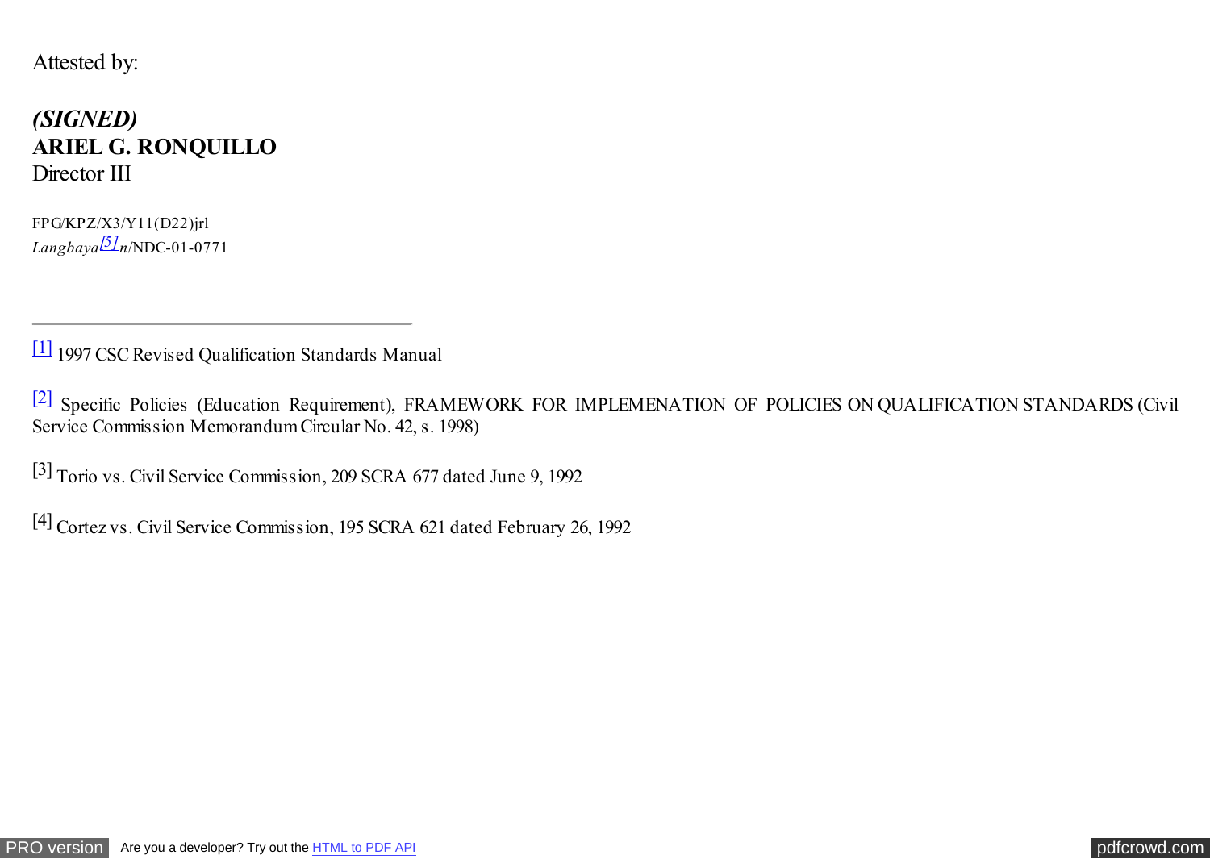Attested by:

***(SIGNED)***
**ARIEL G. RONQUILLO**
Director III

FPG/KPZ/X3/Y11(D22)jrl
*Langbaya[5]n*/NDC-01-0771

---

[1] 1997 CSC Revised Qualification Standards Manual

[2] Specific Policies (Education Requirement), FRAMEWORK FOR IMPLEMENATION OF POLICIES ON QUALIFICATION STANDARDS (Civil Service Commission Memorandum Circular No. 42, s. 1998)

[3] Torio vs. Civil Service Commission, 209 SCRA 677 dated June 9, 1992

[4] Cortez vs. Civil Service Commission, 195 SCRA 621 dated February 26, 1992